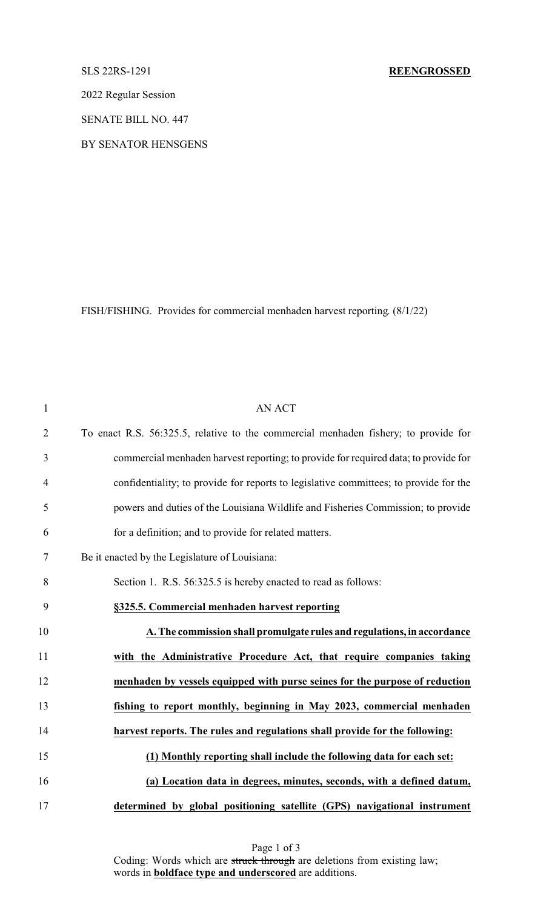SLS 22RS-1291 **REENGROSSED**

2022 Regular Session

SENATE BILL NO. 447

BY SENATOR HENSGENS

FISH/FISHING. Provides for commercial menhaden harvest reporting. (8/1/22)

AN ACT

To enact R.S. 56:325.5, relative to the commercial menhaden fishery; to provide for commercial menhaden harvest reporting; to provide for required data; to provide for confidentiality; to provide for reports to legislative committees; to provide for the powers and duties of the Louisiana Wildlife and Fisheries Commission; to provide for a definition; and to provide for related matters.

Be it enacted by the Legislature of Louisiana:

Section 1. R.S. 56:325.5 is hereby enacted to read as follows:

**§325.5. Commercial menhaden harvest reporting**

**A. The commission shall promulgate rules and regulations, in accordance with the Administrative Procedure Act, that require companies taking menhaden by vessels equipped with purse seines for the purpose of reduction fishing to report monthly, beginning in May 2023, commercial menhaden harvest reports. The rules and regulations shall provide for the following:**

**(1) Monthly reporting shall include the following data for each set:**

**(a) Location data in degrees, minutes, seconds, with a defined datum, determined by global positioning satellite (GPS) navigational instrument**

Coding: Words which are ~~struck through~~ are deletions from existing law; words in **boldface type and underscored** are additions.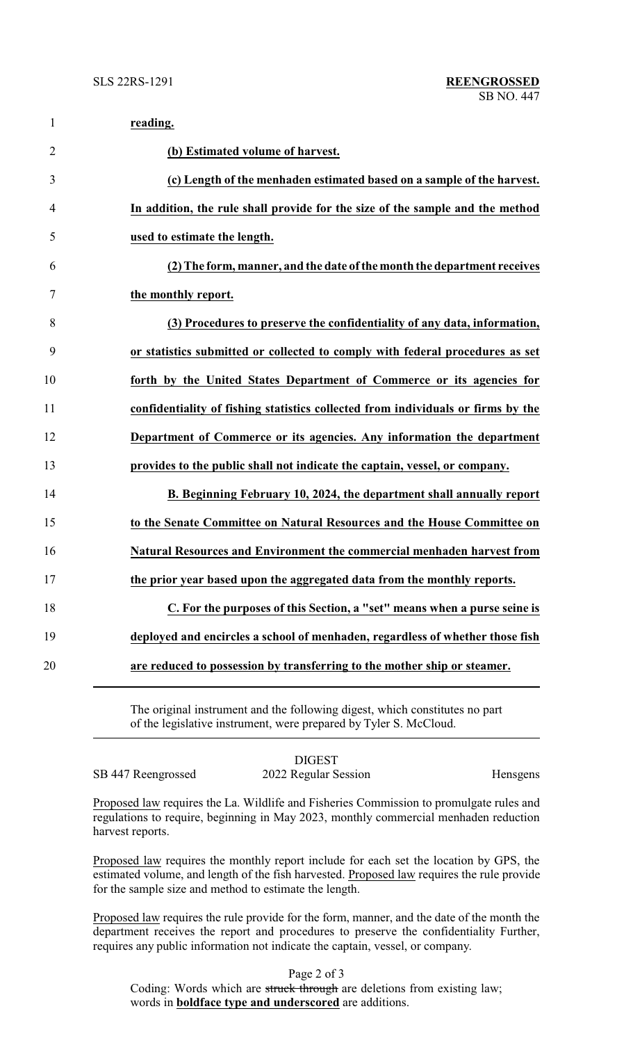**reading.**

**(b) Estimated volume of harvest.**

**(c) Length of the menhaden estimated based on a sample of the harvest. In addition, the rule shall provide for the size of the sample and the method used to estimate the length.**

**(2) The form, manner, and the date of the month the department receives the monthly report.**

**(3) Procedures to preserve the confidentiality of any data, information, or statistics submitted or collected to comply with federal procedures as set forth by the United States Department of Commerce or its agencies for confidentiality of fishing statistics collected from individuals or firms by the Department of Commerce or its agencies. Any information the department provides to the public shall not indicate the captain, vessel, or company.**

**B. Beginning February 10, 2024, the department shall annually report to the Senate Committee on Natural Resources and the House Committee on Natural Resources and Environment the commercial menhaden harvest from the prior year based upon the aggregated data from the monthly reports.**

**C. For the purposes of this Section, a "set" means when a purse seine is deployed and encircles a school of menhaden, regardless of whether those fish are reduced to possession by transferring to the mother ship or steamer.**

---

The original instrument and the following digest, which constitutes no part of the legislative instrument, were prepared by Tyler S. McCloud.

DIGEST

SB 447 Reengrossed — 2022 Regular Session — Hensgens

Proposed law requires the La. Wildlife and Fisheries Commission to promulgate rules and regulations to require, beginning in May 2023, monthly commercial menhaden reduction harvest reports.

Proposed law requires the monthly report include for each set the location by GPS, the estimated volume, and length of the fish harvested. Proposed law requires the rule provide for the sample size and method to estimate the length.

Proposed law requires the rule provide for the form, manner, and the date of the month the department receives the report and procedures to preserve the confidentiality Further, requires any public information not indicate the captain, vessel, or company.

Coding: Words which are ~~struck through~~ are deletions from existing law; words in **boldface type and underscored** are additions.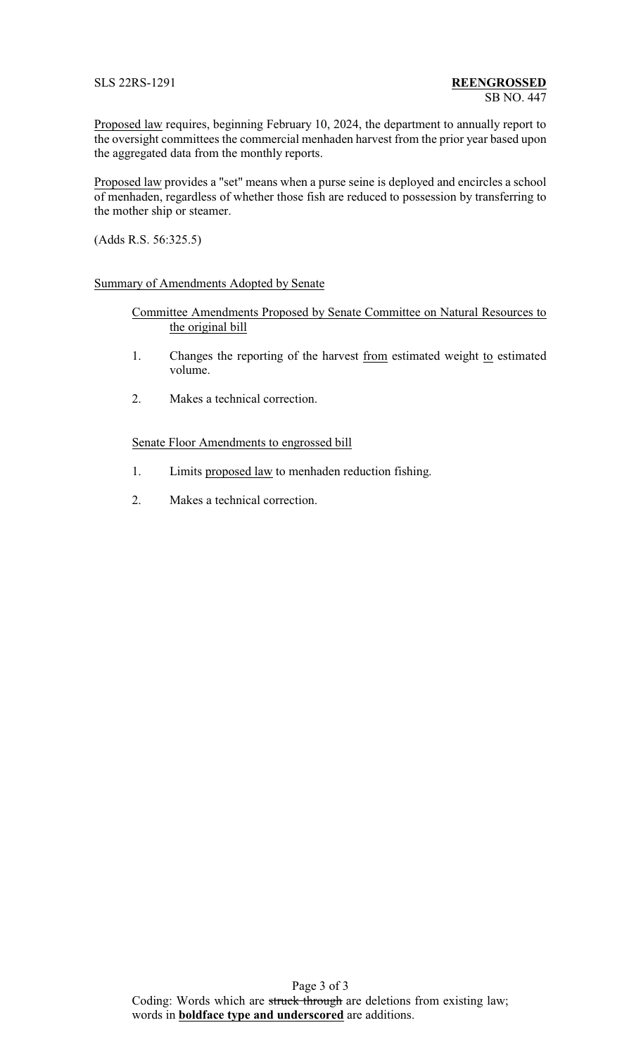Proposed law requires, beginning February 10, 2024, the department to annually report to the oversight committees the commercial menhaden harvest from the prior year based upon the aggregated data from the monthly reports.

Proposed law provides a "set" means when a purse seine is deployed and encircles a school of menhaden, regardless of whether those fish are reduced to possession by transferring to the mother ship or steamer.

(Adds R.S. 56:325.5)

Summary of Amendments Adopted by Senate

Committee Amendments Proposed by Senate Committee on Natural Resources to the original bill

1. Changes the reporting of the harvest from estimated weight to estimated volume.
2. Makes a technical correction.

Senate Floor Amendments to engrossed bill

1. Limits proposed law to menhaden reduction fishing.
2. Makes a technical correction.

Coding: Words which are ~~struck through~~ are deletions from existing law; words in **boldface type and underscored** are additions.